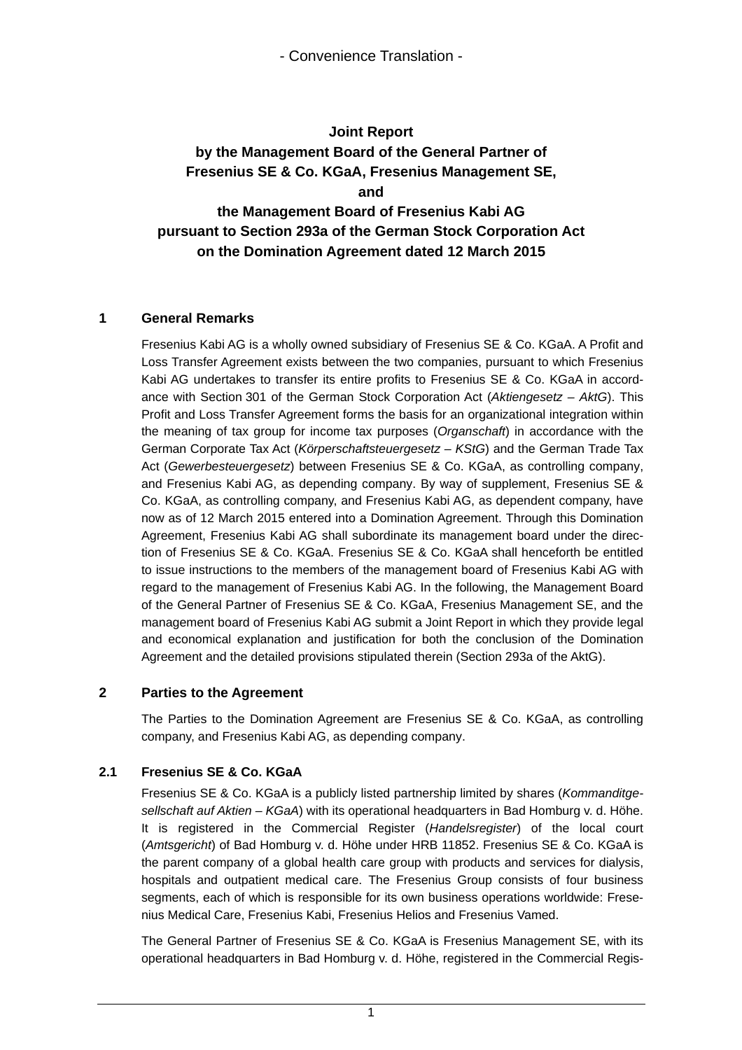- Convenience Translation -

# Joint Report by the Management Board of the General Partner of Fresenius SE & Co. KGaA, Fresenius Management SE, and the Management Board of Fresenius Kabi AG pursuant to Section 293a of the German Stock Corporation Act on the Domination Agreement dated 12 March 2015

## 1 General Remarks

Fresenius Kabi AG is a wholly owned subsidiary of Fresenius SE & Co. KGaA. A Profit and Loss Transfer Agreement exists between the two companies, pursuant to which Fresenius Kabi AG undertakes to transfer its entire profits to Fresenius SE & Co. KGaA in accordance with Section 301 of the German Stock Corporation Act (*Aktiengesetz – AktG*). This Profit and Loss Transfer Agreement forms the basis for an organizational integration within the meaning of tax group for income tax purposes (*Organschaft*) in accordance with the German Corporate Tax Act (*Körperschaftsteuergesetz – KStG*) and the German Trade Tax Act (*Gewerbesteuergesetz*) between Fresenius SE & Co. KGaA, as controlling company, and Fresenius Kabi AG, as depending company. By way of supplement, Fresenius SE & Co. KGaA, as controlling company, and Fresenius Kabi AG, as dependent company, have now as of 12 March 2015 entered into a Domination Agreement. Through this Domination Agreement, Fresenius Kabi AG shall subordinate its management board under the direction of Fresenius SE & Co. KGaA. Fresenius SE & Co. KGaA shall henceforth be entitled to issue instructions to the members of the management board of Fresenius Kabi AG with regard to the management of Fresenius Kabi AG. In the following, the Management Board of the General Partner of Fresenius SE & Co. KGaA, Fresenius Management SE, and the management board of Fresenius Kabi AG submit a Joint Report in which they provide legal and economical explanation and justification for both the conclusion of the Domination Agreement and the detailed provisions stipulated therein (Section 293a of the AktG).

## 2 Parties to the Agreement

The Parties to the Domination Agreement are Fresenius SE & Co. KGaA, as controlling company, and Fresenius Kabi AG, as depending company.

### 2.1 Fresenius SE & Co. KGaA

Fresenius SE & Co. KGaA is a publicly listed partnership limited by shares (*Kommanditgesellschaft auf Aktien – KGaA*) with its operational headquarters in Bad Homburg v. d. Höhe. It is registered in the Commercial Register (*Handelsregister*) of the local court (*Amtsgericht*) of Bad Homburg v. d. Höhe under HRB 11852. Fresenius SE & Co. KGaA is the parent company of a global health care group with products and services for dialysis, hospitals and outpatient medical care. The Fresenius Group consists of four business segments, each of which is responsible for its own business operations worldwide: Fresenius Medical Care, Fresenius Kabi, Fresenius Helios and Fresenius Vamed.

The General Partner of Fresenius SE & Co. KGaA is Fresenius Management SE, with its operational headquarters in Bad Homburg v. d. Höhe, registered in the Commercial Regis-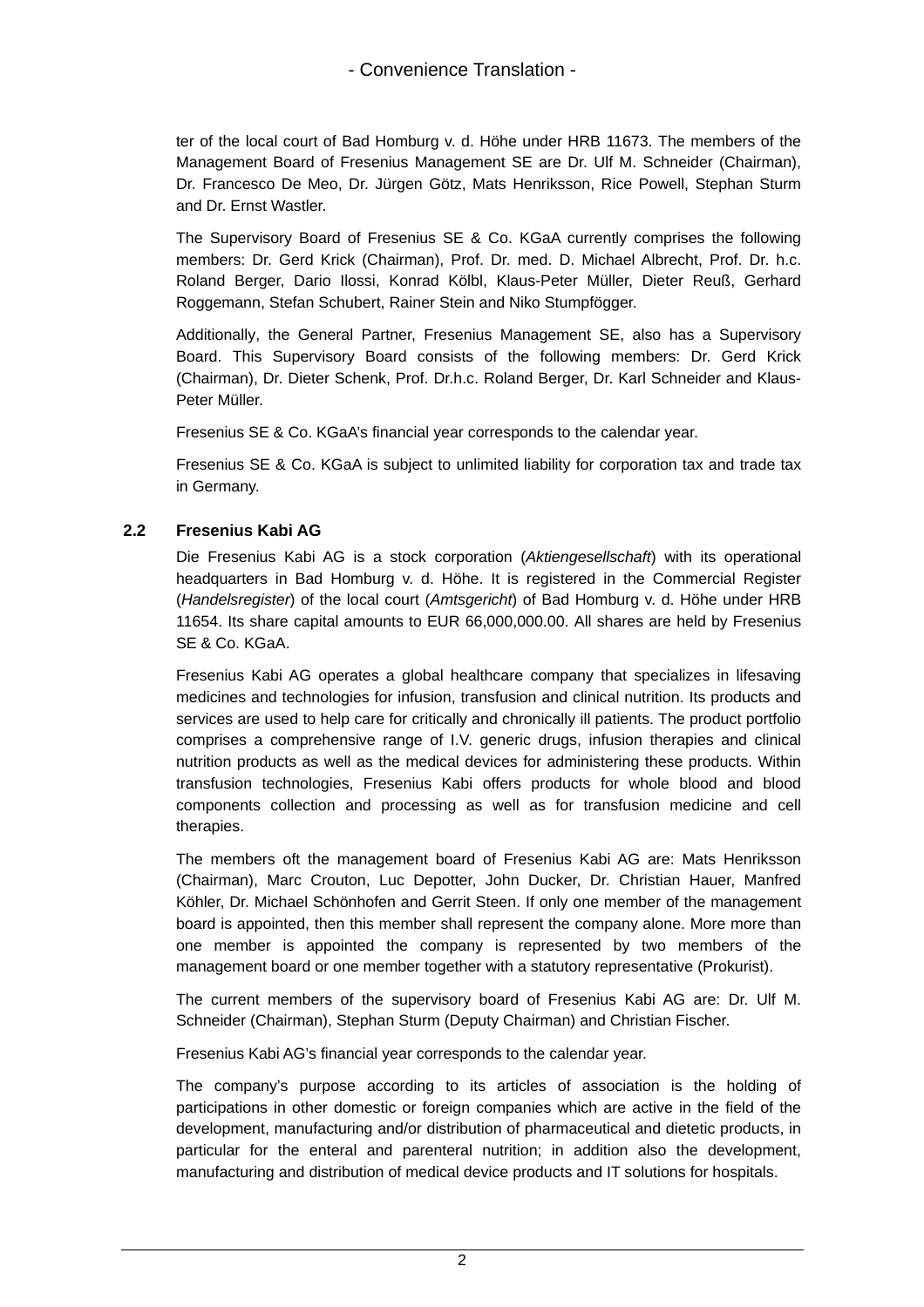ter of the local court of Bad Homburg v. d. Höhe under HRB 11673. The members of the Management Board of Fresenius Management SE are Dr. Ulf M. Schneider (Chairman), Dr. Francesco De Meo, Dr. Jürgen Götz, Mats Henriksson, Rice Powell, Stephan Sturm and Dr. Ernst Wastler.

The Supervisory Board of Fresenius SE & Co. KGaA currently comprises the following members: Dr. Gerd Krick (Chairman), Prof. Dr. med. D. Michael Albrecht, Prof. Dr. h.c. Roland Berger, Dario Ilossi, Konrad Kölbl, Klaus-Peter Müller, Dieter Reuß, Gerhard Roggemann, Stefan Schubert, Rainer Stein and Niko Stumpfögger.

Additionally, the General Partner, Fresenius Management SE, also has a Supervisory Board. This Supervisory Board consists of the following members: Dr. Gerd Krick (Chairman), Dr. Dieter Schenk, Prof. Dr.h.c. Roland Berger, Dr. Karl Schneider and Klaus-Peter Müller.

Fresenius SE & Co. KGaA's financial year corresponds to the calendar year.

Fresenius SE & Co. KGaA is subject to unlimited liability for corporation tax and trade tax in Germany.

## 2.2 Fresenius Kabi AG

Die Fresenius Kabi AG is a stock corporation (*Aktiengesellschaft*) with its operational headquarters in Bad Homburg v. d. Höhe. It is registered in the Commercial Register (*Handelsregister*) of the local court (*Amtsgericht*) of Bad Homburg v. d. Höhe under HRB 11654. Its share capital amounts to EUR 66,000,000.00. All shares are held by Fresenius SE & Co. KGaA.

Fresenius Kabi AG operates a global healthcare company that specializes in lifesaving medicines and technologies for infusion, transfusion and clinical nutrition. Its products and services are used to help care for critically and chronically ill patients. The product portfolio comprises a comprehensive range of I.V. generic drugs, infusion therapies and clinical nutrition products as well as the medical devices for administering these products. Within transfusion technologies, Fresenius Kabi offers products for whole blood and blood components collection and processing as well as for transfusion medicine and cell therapies.

The members oft the management board of Fresenius Kabi AG are: Mats Henriksson (Chairman), Marc Crouton, Luc Depotter, John Ducker, Dr. Christian Hauer, Manfred Köhler, Dr. Michael Schönhofen and Gerrit Steen. If only one member of the management board is appointed, then this member shall represent the company alone. More more than one member is appointed the company is represented by two members of the management board or one member together with a statutory representative (Prokurist).

The current members of the supervisory board of Fresenius Kabi AG are: Dr. Ulf M. Schneider (Chairman), Stephan Sturm (Deputy Chairman) and Christian Fischer.

Fresenius Kabi AG's financial year corresponds to the calendar year.

The company's purpose according to its articles of association is the holding of participations in other domestic or foreign companies which are active in the field of the development, manufacturing and/or distribution of pharmaceutical and dietetic products, in particular for the enteral and parenteral nutrition; in addition also the development, manufacturing and distribution of medical device products and IT solutions for hospitals.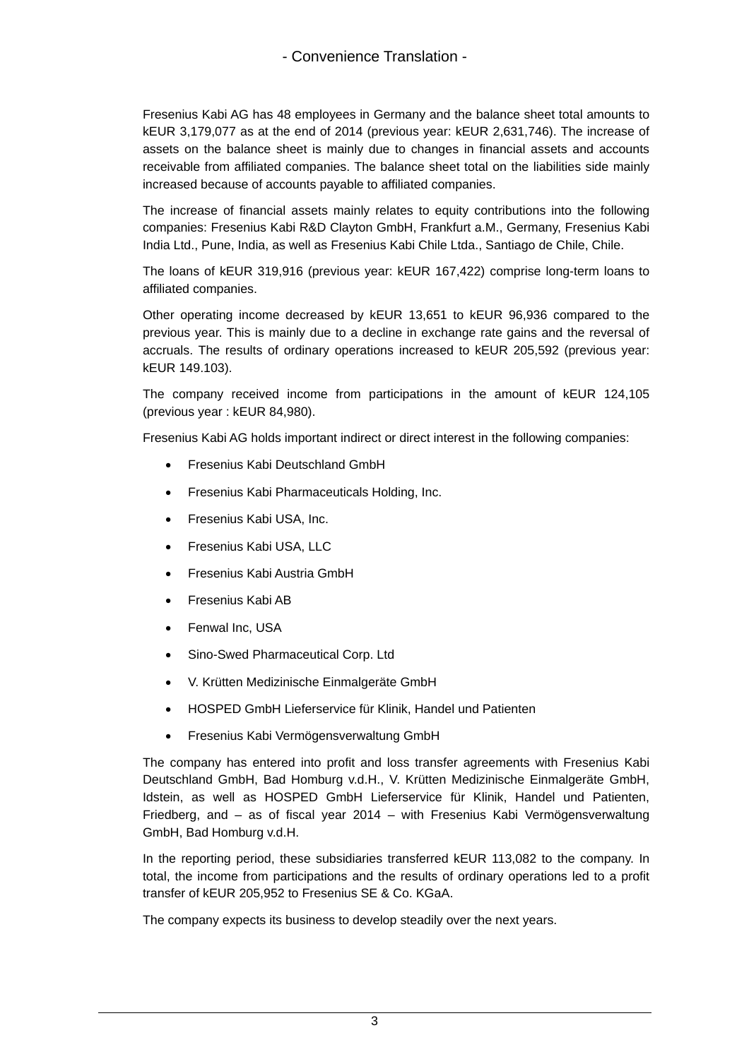Fresenius Kabi AG has 48 employees in Germany and the balance sheet total amounts to kEUR 3,179,077 as at the end of 2014 (previous year: kEUR 2,631,746). The increase of assets on the balance sheet is mainly due to changes in financial assets and accounts receivable from affiliated companies. The balance sheet total on the liabilities side mainly increased because of accounts payable to affiliated companies.

The increase of financial assets mainly relates to equity contributions into the following companies: Fresenius Kabi R&D Clayton GmbH, Frankfurt a.M., Germany, Fresenius Kabi India Ltd., Pune, India, as well as Fresenius Kabi Chile Ltda., Santiago de Chile, Chile.

The loans of kEUR 319,916 (previous year: kEUR 167,422) comprise long-term loans to affiliated companies.

Other operating income decreased by kEUR 13,651 to kEUR 96,936 compared to the previous year. This is mainly due to a decline in exchange rate gains and the reversal of accruals. The results of ordinary operations increased to kEUR 205,592 (previous year: kEUR 149.103).

The company received income from participations in the amount of kEUR 124,105 (previous year : kEUR 84,980).

Fresenius Kabi AG holds important indirect or direct interest in the following companies:

- Fresenius Kabi Deutschland GmbH
- Fresenius Kabi Pharmaceuticals Holding, Inc.
- Fresenius Kabi USA, Inc.
- Fresenius Kabi USA, LLC
- Fresenius Kabi Austria GmbH
- Fresenius Kabi AB
- Fenwal Inc, USA
- Sino-Swed Pharmaceutical Corp. Ltd
- V. Krütten Medizinische Einmalgeräte GmbH
- HOSPED GmbH Lieferservice für Klinik, Handel und Patienten
- Fresenius Kabi Vermögensverwaltung GmbH

The company has entered into profit and loss transfer agreements with Fresenius Kabi Deutschland GmbH, Bad Homburg v.d.H., V. Krütten Medizinische Einmalgeräte GmbH, Idstein, as well as HOSPED GmbH Lieferservice für Klinik, Handel und Patienten, Friedberg, and – as of fiscal year 2014 – with Fresenius Kabi Vermögensverwaltung GmbH, Bad Homburg v.d.H.

In the reporting period, these subsidiaries transferred kEUR 113,082 to the company. In total, the income from participations and the results of ordinary operations led to a profit transfer of kEUR 205,952 to Fresenius SE & Co. KGaA.

The company expects its business to develop steadily over the next years.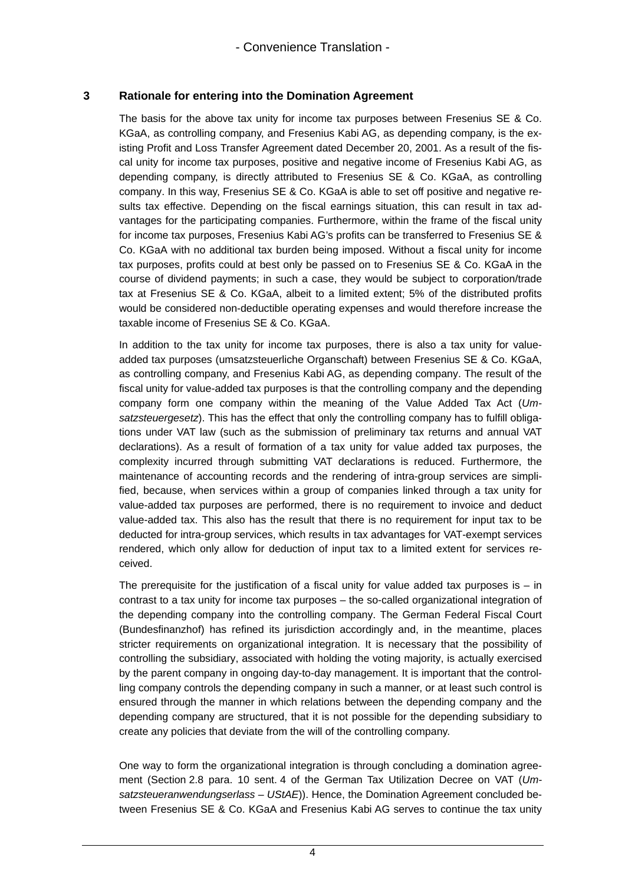- Convenience Translation -

## 3 Rationale for entering into the Domination Agreement

The basis for the above tax unity for income tax purposes between Fresenius SE & Co. KGaA, as controlling company, and Fresenius Kabi AG, as depending company, is the existing Profit and Loss Transfer Agreement dated December 20, 2001. As a result of the fiscal unity for income tax purposes, positive and negative income of Fresenius Kabi AG, as depending company, is directly attributed to Fresenius SE & Co. KGaA, as controlling company. In this way, Fresenius SE & Co. KGaA is able to set off positive and negative results tax effective. Depending on the fiscal earnings situation, this can result in tax advantages for the participating companies. Furthermore, within the frame of the fiscal unity for income tax purposes, Fresenius Kabi AG's profits can be transferred to Fresenius SE & Co. KGaA with no additional tax burden being imposed. Without a fiscal unity for income tax purposes, profits could at best only be passed on to Fresenius SE & Co. KGaA in the course of dividend payments; in such a case, they would be subject to corporation/trade tax at Fresenius SE & Co. KGaA, albeit to a limited extent; 5% of the distributed profits would be considered non-deductible operating expenses and would therefore increase the taxable income of Fresenius SE & Co. KGaA.

In addition to the tax unity for income tax purposes, there is also a tax unity for value-added tax purposes (umsatzsteuerliche Organschaft) between Fresenius SE & Co. KGaA, as controlling company, and Fresenius Kabi AG, as depending company. The result of the fiscal unity for value-added tax purposes is that the controlling company and the depending company form one company within the meaning of the Value Added Tax Act (*Umsatzsteuergesetz*). This has the effect that only the controlling company has to fulfill obligations under VAT law (such as the submission of preliminary tax returns and annual VAT declarations). As a result of formation of a tax unity for value added tax purposes, the complexity incurred through submitting VAT declarations is reduced. Furthermore, the maintenance of accounting records and the rendering of intra-group services are simplified, because, when services within a group of companies linked through a tax unity for value-added tax purposes are performed, there is no requirement to invoice and deduct value-added tax. This also has the result that there is no requirement for input tax to be deducted for intra-group services, which results in tax advantages for VAT-exempt services rendered, which only allow for deduction of input tax to a limited extent for services received.

The prerequisite for the justification of a fiscal unity for value added tax purposes is – in contrast to a tax unity for income tax purposes – the so-called organizational integration of the depending company into the controlling company. The German Federal Fiscal Court (Bundesfinanzhof) has refined its jurisdiction accordingly and, in the meantime, places stricter requirements on organizational integration. It is necessary that the possibility of controlling the subsidiary, associated with holding the voting majority, is actually exercised by the parent company in ongoing day-to-day management. It is important that the controlling company controls the depending company in such a manner, or at least such control is ensured through the manner in which relations between the depending company and the depending company are structured, that it is not possible for the depending subsidiary to create any policies that deviate from the will of the controlling company.

One way to form the organizational integration is through concluding a domination agreement (Section 2.8 para. 10 sent. 4 of the German Tax Utilization Decree on VAT (*Umsatzsteueranwendungserlass – UStAE*)). Hence, the Domination Agreement concluded between Fresenius SE & Co. KGaA and Fresenius Kabi AG serves to continue the tax unity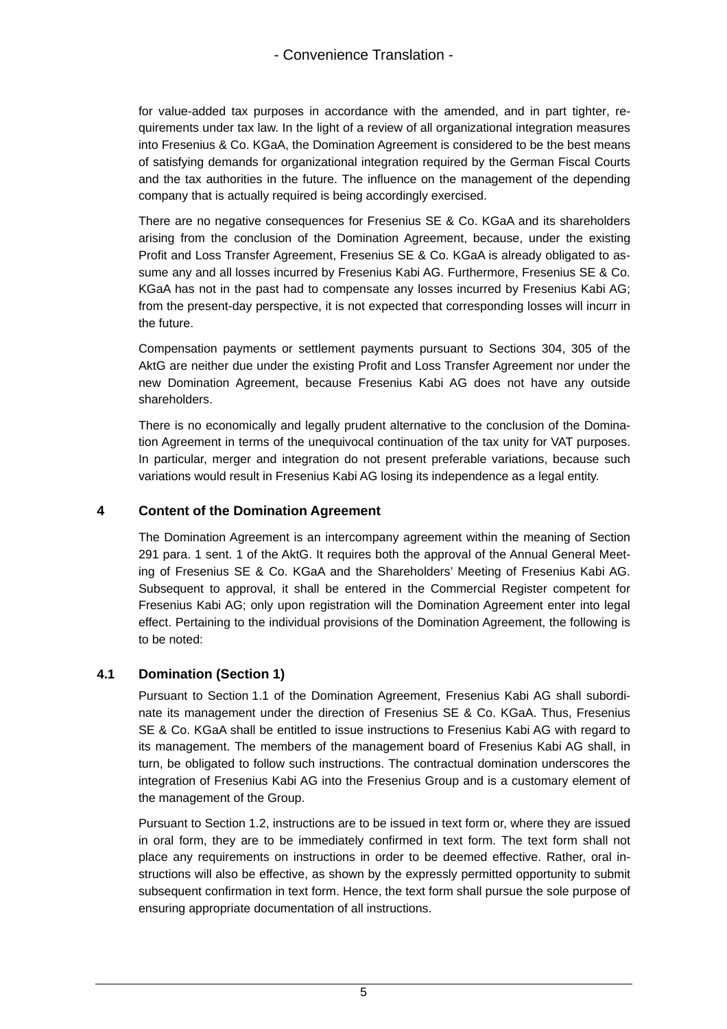for value-added tax purposes in accordance with the amended, and in part tighter, requirements under tax law. In the light of a review of all organizational integration measures into Fresenius & Co. KGaA, the Domination Agreement is considered to be the best means of satisfying demands for organizational integration required by the German Fiscal Courts and the tax authorities in the future. The influence on the management of the depending company that is actually required is being accordingly exercised.

There are no negative consequences for Fresenius SE & Co. KGaA and its shareholders arising from the conclusion of the Domination Agreement, because, under the existing Profit and Loss Transfer Agreement, Fresenius SE & Co. KGaA is already obligated to assume any and all losses incurred by Fresenius Kabi AG. Furthermore, Fresenius SE & Co. KGaA has not in the past had to compensate any losses incurred by Fresenius Kabi AG; from the present-day perspective, it is not expected that corresponding losses will incurr in the future.

Compensation payments or settlement payments pursuant to Sections 304, 305 of the AktG are neither due under the existing Profit and Loss Transfer Agreement nor under the new Domination Agreement, because Fresenius Kabi AG does not have any outside shareholders.

There is no economically and legally prudent alternative to the conclusion of the Domination Agreement in terms of the unequivocal continuation of the tax unity for VAT purposes. In particular, merger and integration do not present preferable variations, because such variations would result in Fresenius Kabi AG losing its independence as a legal entity.

## 4 Content of the Domination Agreement

The Domination Agreement is an intercompany agreement within the meaning of Section 291 para. 1 sent. 1 of the AktG. It requires both the approval of the Annual General Meeting of Fresenius SE & Co. KGaA and the Shareholders' Meeting of Fresenius Kabi AG. Subsequent to approval, it shall be entered in the Commercial Register competent for Fresenius Kabi AG; only upon registration will the Domination Agreement enter into legal effect. Pertaining to the individual provisions of the Domination Agreement, the following is to be noted:

### 4.1 Domination (Section 1)

Pursuant to Section 1.1 of the Domination Agreement, Fresenius Kabi AG shall subordinate its management under the direction of Fresenius SE & Co. KGaA. Thus, Fresenius SE & Co. KGaA shall be entitled to issue instructions to Fresenius Kabi AG with regard to its management. The members of the management board of Fresenius Kabi AG shall, in turn, be obligated to follow such instructions. The contractual domination underscores the integration of Fresenius Kabi AG into the Fresenius Group and is a customary element of the management of the Group.

Pursuant to Section 1.2, instructions are to be issued in text form or, where they are issued in oral form, they are to be immediately confirmed in text form. The text form shall not place any requirements on instructions in order to be deemed effective. Rather, oral instructions will also be effective, as shown by the expressly permitted opportunity to submit subsequent confirmation in text form. Hence, the text form shall pursue the sole purpose of ensuring appropriate documentation of all instructions.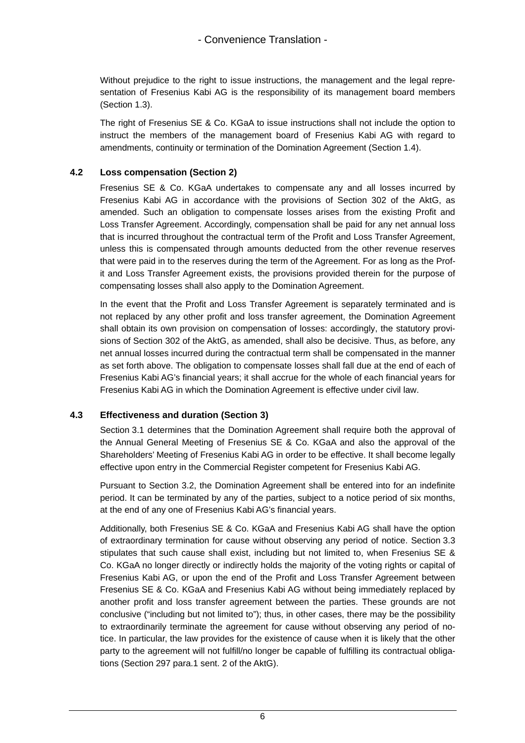Without prejudice to the right to issue instructions, the management and the legal representation of Fresenius Kabi AG is the responsibility of its management board members (Section 1.3).

The right of Fresenius SE & Co. KGaA to issue instructions shall not include the option to instruct the members of the management board of Fresenius Kabi AG with regard to amendments, continuity or termination of the Domination Agreement (Section 1.4).

### 4.2 Loss compensation (Section 2)

Fresenius SE & Co. KGaA undertakes to compensate any and all losses incurred by Fresenius Kabi AG in accordance with the provisions of Section 302 of the AktG, as amended. Such an obligation to compensate losses arises from the existing Profit and Loss Transfer Agreement. Accordingly, compensation shall be paid for any net annual loss that is incurred throughout the contractual term of the Profit and Loss Transfer Agreement, unless this is compensated through amounts deducted from the other revenue reserves that were paid in to the reserves during the term of the Agreement. For as long as the Profit and Loss Transfer Agreement exists, the provisions provided therein for the purpose of compensating losses shall also apply to the Domination Agreement.

In the event that the Profit and Loss Transfer Agreement is separately terminated and is not replaced by any other profit and loss transfer agreement, the Domination Agreement shall obtain its own provision on compensation of losses: accordingly, the statutory provisions of Section 302 of the AktG, as amended, shall also be decisive. Thus, as before, any net annual losses incurred during the contractual term shall be compensated in the manner as set forth above. The obligation to compensate losses shall fall due at the end of each of Fresenius Kabi AG's financial years; it shall accrue for the whole of each financial years for Fresenius Kabi AG in which the Domination Agreement is effective under civil law.

### 4.3 Effectiveness and duration (Section 3)

Section 3.1 determines that the Domination Agreement shall require both the approval of the Annual General Meeting of Fresenius SE & Co. KGaA and also the approval of the Shareholders' Meeting of Fresenius Kabi AG in order to be effective. It shall become legally effective upon entry in the Commercial Register competent for Fresenius Kabi AG.

Pursuant to Section 3.2, the Domination Agreement shall be entered into for an indefinite period. It can be terminated by any of the parties, subject to a notice period of six months, at the end of any one of Fresenius Kabi AG's financial years.

Additionally, both Fresenius SE & Co. KGaA and Fresenius Kabi AG shall have the option of extraordinary termination for cause without observing any period of notice. Section 3.3 stipulates that such cause shall exist, including but not limited to, when Fresenius SE & Co. KGaA no longer directly or indirectly holds the majority of the voting rights or capital of Fresenius Kabi AG, or upon the end of the Profit and Loss Transfer Agreement between Fresenius SE & Co. KGaA and Fresenius Kabi AG without being immediately replaced by another profit and loss transfer agreement between the parties. These grounds are not conclusive ("including but not limited to"); thus, in other cases, there may be the possibility to extraordinarily terminate the agreement for cause without observing any period of notice. In particular, the law provides for the existence of cause when it is likely that the other party to the agreement will not fulfill/no longer be capable of fulfilling its contractual obligations (Section 297 para.1 sent. 2 of the AktG).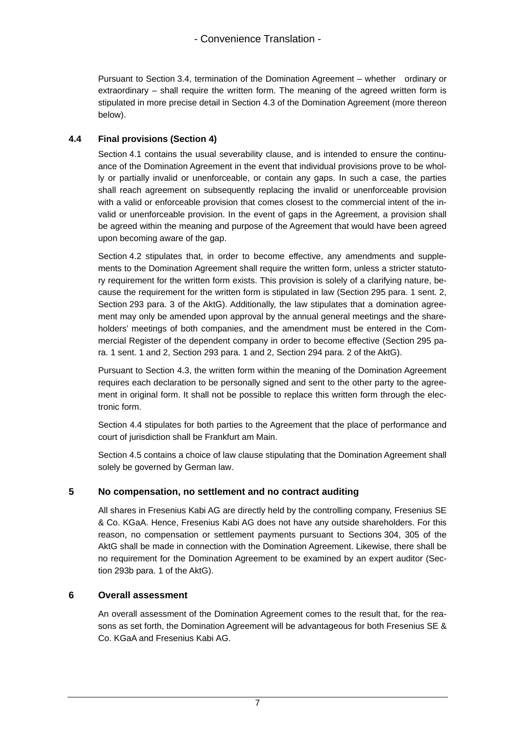Pursuant to Section 3.4, termination of the Domination Agreement – whether ordinary or extraordinary – shall require the written form. The meaning of the agreed written form is stipulated in more precise detail in Section 4.3 of the Domination Agreement (more thereon below).

### 4.4 Final provisions (Section 4)

Section 4.1 contains the usual severability clause, and is intended to ensure the continuance of the Domination Agreement in the event that individual provisions prove to be wholly or partially invalid or unenforceable, or contain any gaps. In such a case, the parties shall reach agreement on subsequently replacing the invalid or unenforceable provision with a valid or enforceable provision that comes closest to the commercial intent of the invalid or unenforceable provision. In the event of gaps in the Agreement, a provision shall be agreed within the meaning and purpose of the Agreement that would have been agreed upon becoming aware of the gap.

Section 4.2 stipulates that, in order to become effective, any amendments and supplements to the Domination Agreement shall require the written form, unless a stricter statutory requirement for the written form exists. This provision is solely of a clarifying nature, because the requirement for the written form is stipulated in law (Section 295 para. 1 sent. 2, Section 293 para. 3 of the AktG). Additionally, the law stipulates that a domination agreement may only be amended upon approval by the annual general meetings and the shareholders' meetings of both companies, and the amendment must be entered in the Commercial Register of the dependent company in order to become effective (Section 295 para. 1 sent. 1 and 2, Section 293 para. 1 and 2, Section 294 para. 2 of the AktG).

Pursuant to Section 4.3, the written form within the meaning of the Domination Agreement requires each declaration to be personally signed and sent to the other party to the agreement in original form. It shall not be possible to replace this written form through the electronic form.

Section 4.4 stipulates for both parties to the Agreement that the place of performance and court of jurisdiction shall be Frankfurt am Main.

Section 4.5 contains a choice of law clause stipulating that the Domination Agreement shall solely be governed by German law.

## 5 No compensation, no settlement and no contract auditing

All shares in Fresenius Kabi AG are directly held by the controlling company, Fresenius SE & Co. KGaA. Hence, Fresenius Kabi AG does not have any outside shareholders. For this reason, no compensation or settlement payments pursuant to Sections 304, 305 of the AktG shall be made in connection with the Domination Agreement. Likewise, there shall be no requirement for the Domination Agreement to be examined by an expert auditor (Section 293b para. 1 of the AktG).

## 6 Overall assessment

An overall assessment of the Domination Agreement comes to the result that, for the reasons as set forth, the Domination Agreement will be advantageous for both Fresenius SE & Co. KGaA and Fresenius Kabi AG.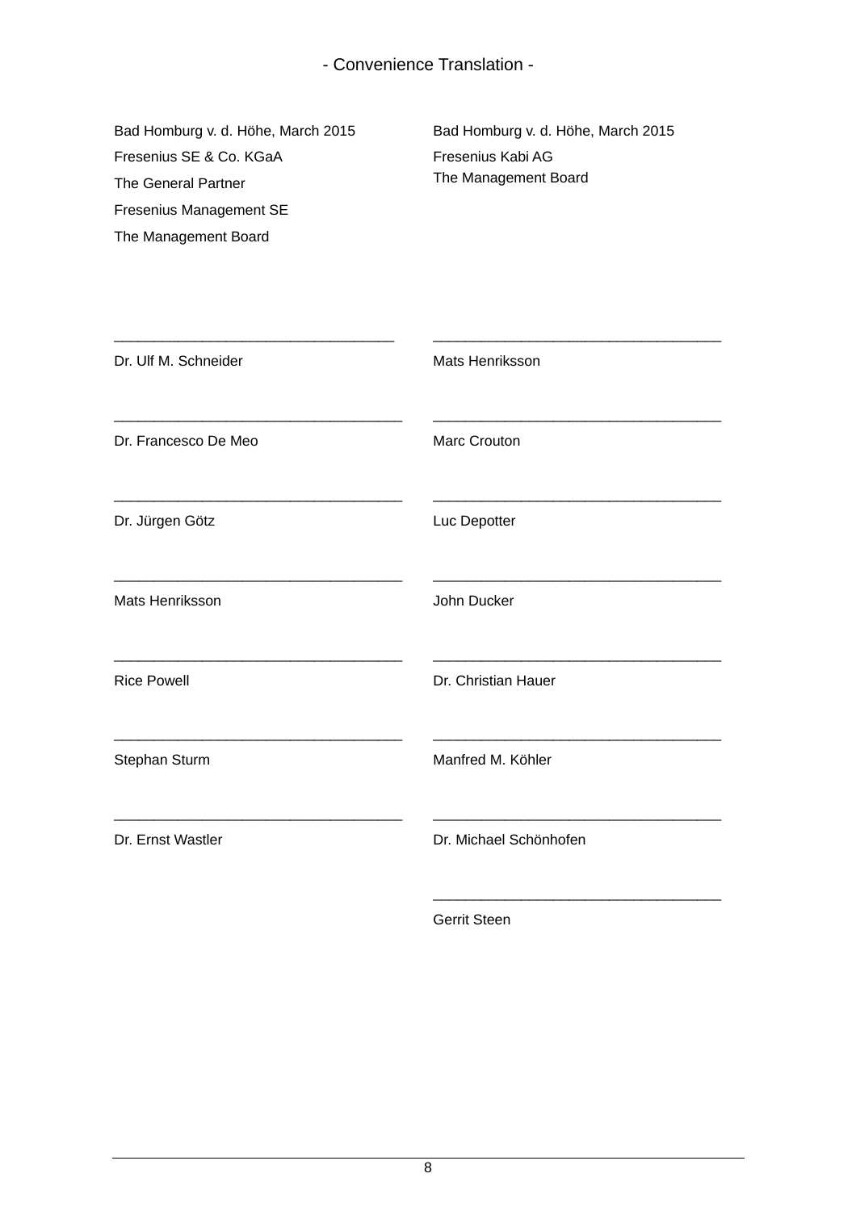- Convenience Translation -

Bad Homburg v. d. Höhe, March 2015

Fresenius SE & Co. KGaA

The General Partner

Fresenius Management SE

The Management Board

\_\_\_\_\_\_\_\_\_\_\_\_\_\_\_\_\_\_\_\_\_\_\_\_\_\_\_\_\_\_\_\_\_\_\_

Dr. Ulf M. Schneider

\_\_\_\_\_\_\_\_\_\_\_\_\_\_\_\_\_\_\_\_\_\_\_\_\_\_\_\_\_\_\_\_\_\_\_

Dr. Francesco De Meo

\_\_\_\_\_\_\_\_\_\_\_\_\_\_\_\_\_\_\_\_\_\_\_\_\_\_\_\_\_\_\_\_\_\_\_

Dr. Jürgen Götz

\_\_\_\_\_\_\_\_\_\_\_\_\_\_\_\_\_\_\_\_\_\_\_\_\_\_\_\_\_\_\_\_\_\_\_

Mats Henriksson

\_\_\_\_\_\_\_\_\_\_\_\_\_\_\_\_\_\_\_\_\_\_\_\_\_\_\_\_\_\_\_\_\_\_\_

Rice Powell

\_\_\_\_\_\_\_\_\_\_\_\_\_\_\_\_\_\_\_\_\_\_\_\_\_\_\_\_\_\_\_\_\_\_\_

Stephan Sturm

\_\_\_\_\_\_\_\_\_\_\_\_\_\_\_\_\_\_\_\_\_\_\_\_\_\_\_\_\_\_\_\_\_\_\_

Dr. Ernst Wastler

Bad Homburg v. d. Höhe, March 2015

Fresenius Kabi AG

The Management Board

\_\_\_\_\_\_\_\_\_\_\_\_\_\_\_\_\_\_\_\_\_\_\_\_\_\_\_\_\_\_\_\_\_\_\_

Mats Henriksson

\_\_\_\_\_\_\_\_\_\_\_\_\_\_\_\_\_\_\_\_\_\_\_\_\_\_\_\_\_\_\_\_\_\_\_

Marc Crouton

\_\_\_\_\_\_\_\_\_\_\_\_\_\_\_\_\_\_\_\_\_\_\_\_\_\_\_\_\_\_\_\_\_\_\_

Luc Depotter

\_\_\_\_\_\_\_\_\_\_\_\_\_\_\_\_\_\_\_\_\_\_\_\_\_\_\_\_\_\_\_\_\_\_\_

John Ducker

\_\_\_\_\_\_\_\_\_\_\_\_\_\_\_\_\_\_\_\_\_\_\_\_\_\_\_\_\_\_\_\_\_\_\_

Dr. Christian Hauer

\_\_\_\_\_\_\_\_\_\_\_\_\_\_\_\_\_\_\_\_\_\_\_\_\_\_\_\_\_\_\_\_\_\_\_

Manfred M. Köhler

\_\_\_\_\_\_\_\_\_\_\_\_\_\_\_\_\_\_\_\_\_\_\_\_\_\_\_\_\_\_\_\_\_\_\_

Dr. Michael Schönhofen

\_\_\_\_\_\_\_\_\_\_\_\_\_\_\_\_\_\_\_\_\_\_\_\_\_\_\_\_\_\_\_\_\_\_\_

Gerrit Steen